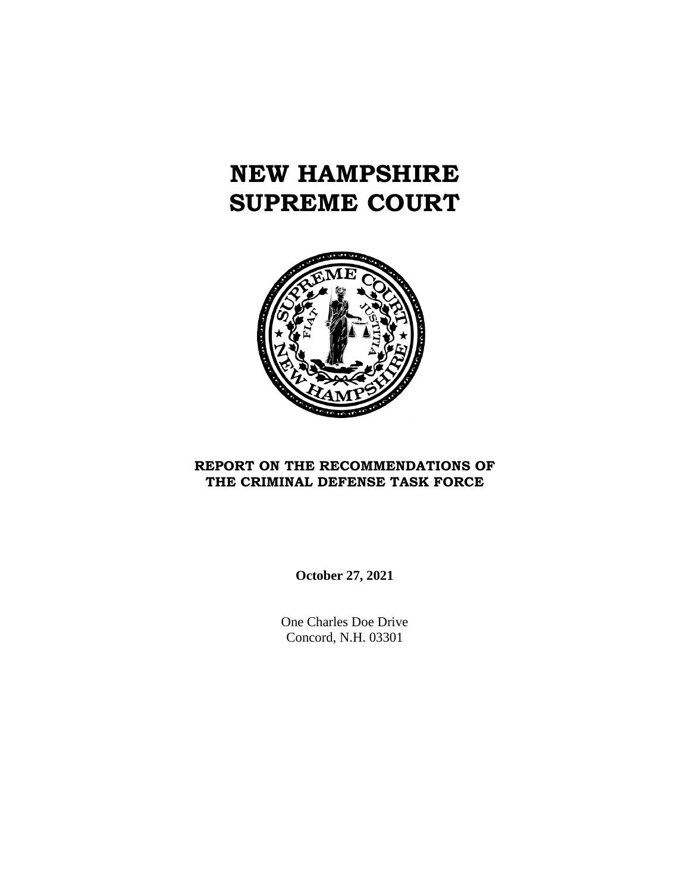# NEW HAMPSHIRE SUPREME COURT

## REPORT ON THE RECOMMENDATIONS OF THE CRIMINAL DEFENSE TASK FORCE

**October 27, 2021**

One Charles Doe Drive
Concord, N.H. 03301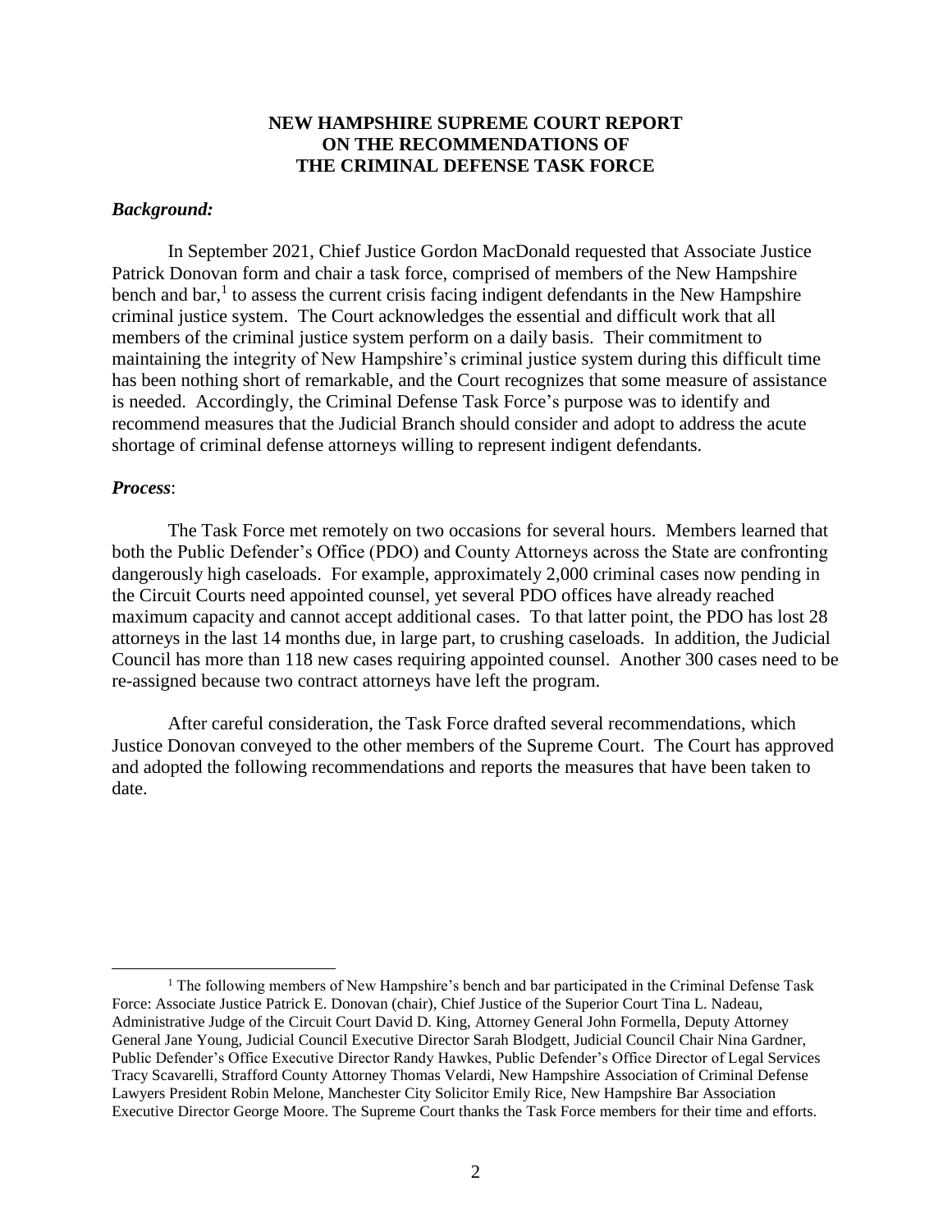# NEW HAMPSHIRE SUPREME COURT REPORT ON THE RECOMMENDATIONS OF THE CRIMINAL DEFENSE TASK FORCE

***Background:***

In September 2021, Chief Justice Gordon MacDonald requested that Associate Justice Patrick Donovan form and chair a task force, comprised of members of the New Hampshire bench and bar,[1] to assess the current crisis facing indigent defendants in the New Hampshire criminal justice system. The Court acknowledges the essential and difficult work that all members of the criminal justice system perform on a daily basis. Their commitment to maintaining the integrity of New Hampshire's criminal justice system during this difficult time has been nothing short of remarkable, and the Court recognizes that some measure of assistance is needed. Accordingly, the Criminal Defense Task Force's purpose was to identify and recommend measures that the Judicial Branch should consider and adopt to address the acute shortage of criminal defense attorneys willing to represent indigent defendants.

***Process***:

The Task Force met remotely on two occasions for several hours. Members learned that both the Public Defender's Office (PDO) and County Attorneys across the State are confronting dangerously high caseloads. For example, approximately 2,000 criminal cases now pending in the Circuit Courts need appointed counsel, yet several PDO offices have already reached maximum capacity and cannot accept additional cases. To that latter point, the PDO has lost 28 attorneys in the last 14 months due, in large part, to crushing caseloads. In addition, the Judicial Council has more than 118 new cases requiring appointed counsel. Another 300 cases need to be re-assigned because two contract attorneys have left the program.

After careful consideration, the Task Force drafted several recommendations, which Justice Donovan conveyed to the other members of the Supreme Court. The Court has approved and adopted the following recommendations and reports the measures that have been taken to date.

---

[1] The following members of New Hampshire's bench and bar participated in the Criminal Defense Task Force: Associate Justice Patrick E. Donovan (chair), Chief Justice of the Superior Court Tina L. Nadeau, Administrative Judge of the Circuit Court David D. King, Attorney General John Formella, Deputy Attorney General Jane Young, Judicial Council Executive Director Sarah Blodgett, Judicial Council Chair Nina Gardner, Public Defender's Office Executive Director Randy Hawkes, Public Defender's Office Director of Legal Services Tracy Scavarelli, Strafford County Attorney Thomas Velardi, New Hampshire Association of Criminal Defense Lawyers President Robin Melone, Manchester City Solicitor Emily Rice, New Hampshire Bar Association Executive Director George Moore. The Supreme Court thanks the Task Force members for their time and efforts.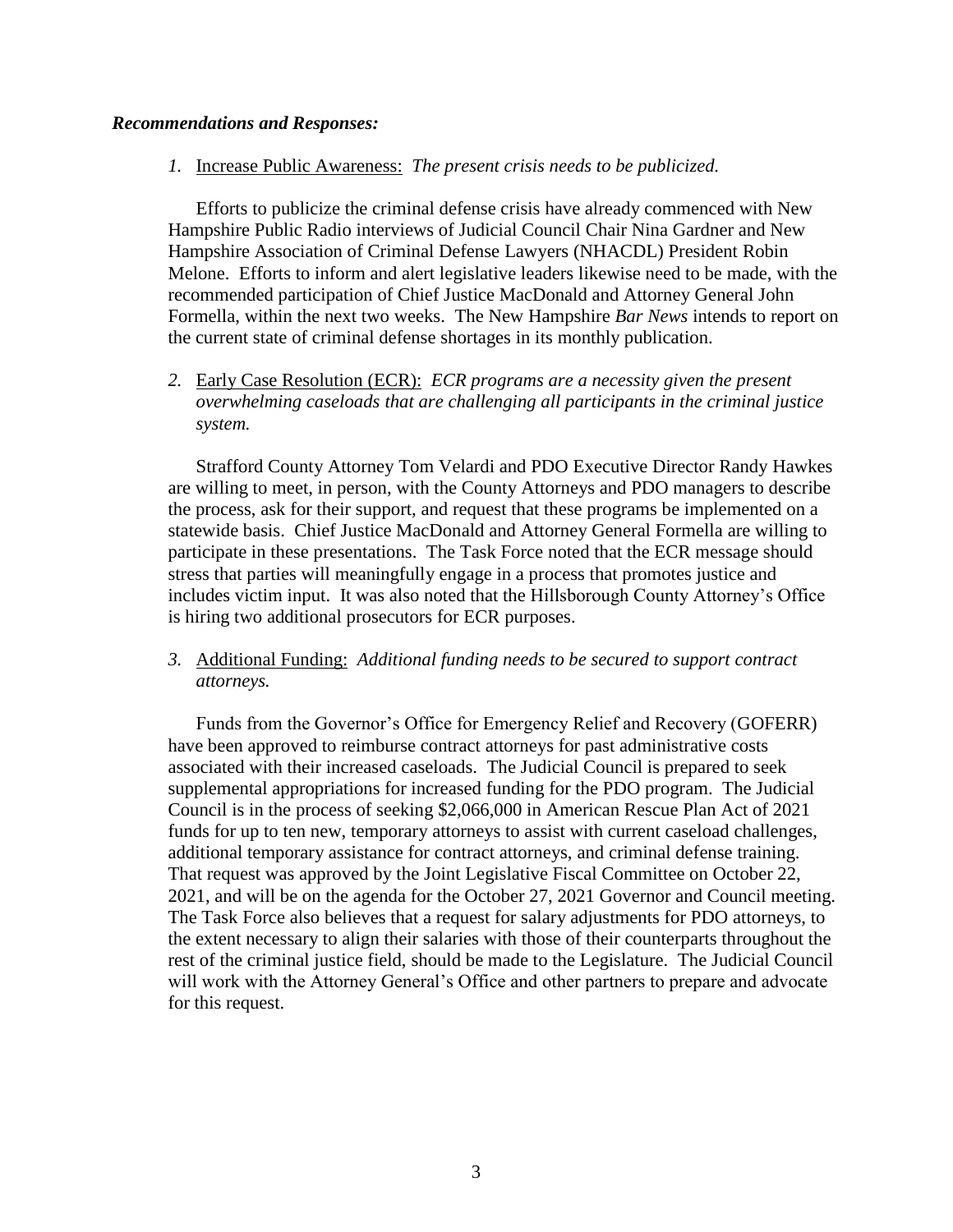***Recommendations and Responses:***

*1.* <u>Increase Public Awareness:</u> *The present crisis needs to be publicized.*

Efforts to publicize the criminal defense crisis have already commenced with New Hampshire Public Radio interviews of Judicial Council Chair Nina Gardner and New Hampshire Association of Criminal Defense Lawyers (NHACDL) President Robin Melone. Efforts to inform and alert legislative leaders likewise need to be made, with the recommended participation of Chief Justice MacDonald and Attorney General John Formella, within the next two weeks. The New Hampshire *Bar News* intends to report on the current state of criminal defense shortages in its monthly publication.

*2.* <u>Early Case Resolution (ECR):</u> *ECR programs are a necessity given the present overwhelming caseloads that are challenging all participants in the criminal justice system.*

Strafford County Attorney Tom Velardi and PDO Executive Director Randy Hawkes are willing to meet, in person, with the County Attorneys and PDO managers to describe the process, ask for their support, and request that these programs be implemented on a statewide basis. Chief Justice MacDonald and Attorney General Formella are willing to participate in these presentations. The Task Force noted that the ECR message should stress that parties will meaningfully engage in a process that promotes justice and includes victim input. It was also noted that the Hillsborough County Attorney's Office is hiring two additional prosecutors for ECR purposes.

*3.* <u>Additional Funding:</u> *Additional funding needs to be secured to support contract attorneys.*

Funds from the Governor's Office for Emergency Relief and Recovery (GOFERR) have been approved to reimburse contract attorneys for past administrative costs associated with their increased caseloads. The Judicial Council is prepared to seek supplemental appropriations for increased funding for the PDO program. The Judicial Council is in the process of seeking $2,066,000 in American Rescue Plan Act of 2021 funds for up to ten new, temporary attorneys to assist with current caseload challenges, additional temporary assistance for contract attorneys, and criminal defense training. That request was approved by the Joint Legislative Fiscal Committee on October 22, 2021, and will be on the agenda for the October 27, 2021 Governor and Council meeting. The Task Force also believes that a request for salary adjustments for PDO attorneys, to the extent necessary to align their salaries with those of their counterparts throughout the rest of the criminal justice field, should be made to the Legislature. The Judicial Council will work with the Attorney General's Office and other partners to prepare and advocate for this request.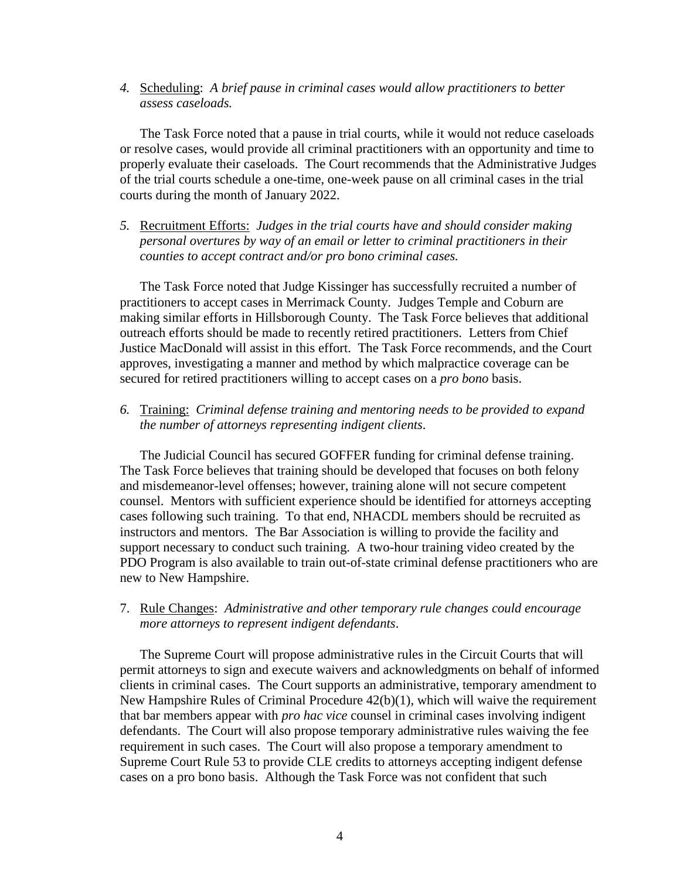4. Scheduling: *A brief pause in criminal cases would allow practitioners to better assess caseloads.*

The Task Force noted that a pause in trial courts, while it would not reduce caseloads or resolve cases, would provide all criminal practitioners with an opportunity and time to properly evaluate their caseloads. The Court recommends that the Administrative Judges of the trial courts schedule a one-time, one-week pause on all criminal cases in the trial courts during the month of January 2022.

5. Recruitment Efforts: *Judges in the trial courts have and should consider making personal overtures by way of an email or letter to criminal practitioners in their counties to accept contract and/or pro bono criminal cases.*

The Task Force noted that Judge Kissinger has successfully recruited a number of practitioners to accept cases in Merrimack County. Judges Temple and Coburn are making similar efforts in Hillsborough County. The Task Force believes that additional outreach efforts should be made to recently retired practitioners. Letters from Chief Justice MacDonald will assist in this effort. The Task Force recommends, and the Court approves, investigating a manner and method by which malpractice coverage can be secured for retired practitioners willing to accept cases on a *pro bono* basis.

6. Training: *Criminal defense training and mentoring needs to be provided to expand the number of attorneys representing indigent clients.*

The Judicial Council has secured GOFFER funding for criminal defense training. The Task Force believes that training should be developed that focuses on both felony and misdemeanor-level offenses; however, training alone will not secure competent counsel. Mentors with sufficient experience should be identified for attorneys accepting cases following such training. To that end, NHACDL members should be recruited as instructors and mentors. The Bar Association is willing to provide the facility and support necessary to conduct such training. A two-hour training video created by the PDO Program is also available to train out-of-state criminal defense practitioners who are new to New Hampshire.

7. Rule Changes: *Administrative and other temporary rule changes could encourage more attorneys to represent indigent defendants.*

The Supreme Court will propose administrative rules in the Circuit Courts that will permit attorneys to sign and execute waivers and acknowledgments on behalf of informed clients in criminal cases. The Court supports an administrative, temporary amendment to New Hampshire Rules of Criminal Procedure 42(b)(1), which will waive the requirement that bar members appear with *pro hac vice* counsel in criminal cases involving indigent defendants. The Court will also propose temporary administrative rules waiving the fee requirement in such cases. The Court will also propose a temporary amendment to Supreme Court Rule 53 to provide CLE credits to attorneys accepting indigent defense cases on a pro bono basis. Although the Task Force was not confident that such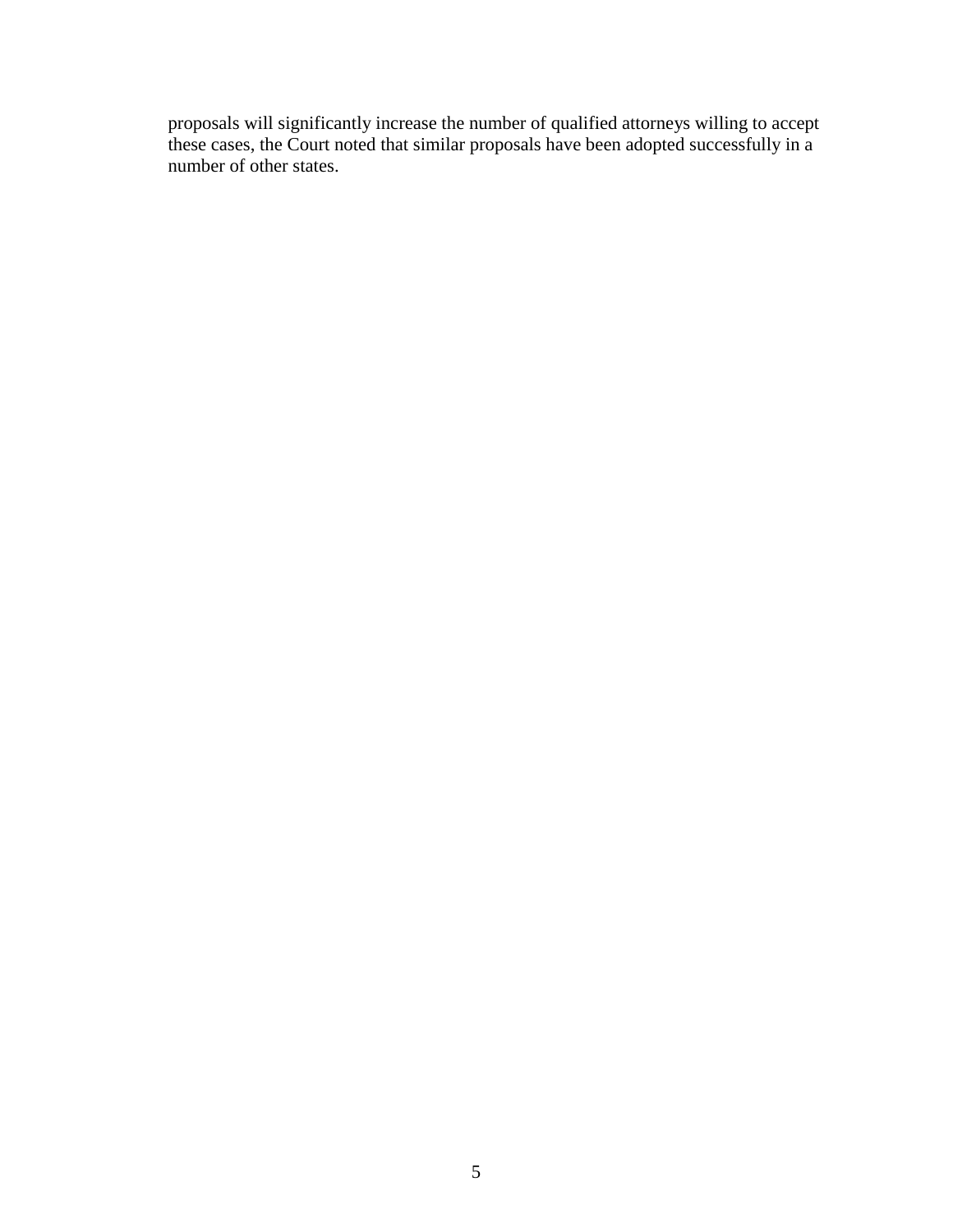proposals will significantly increase the number of qualified attorneys willing to accept these cases, the Court noted that similar proposals have been adopted successfully in a number of other states.